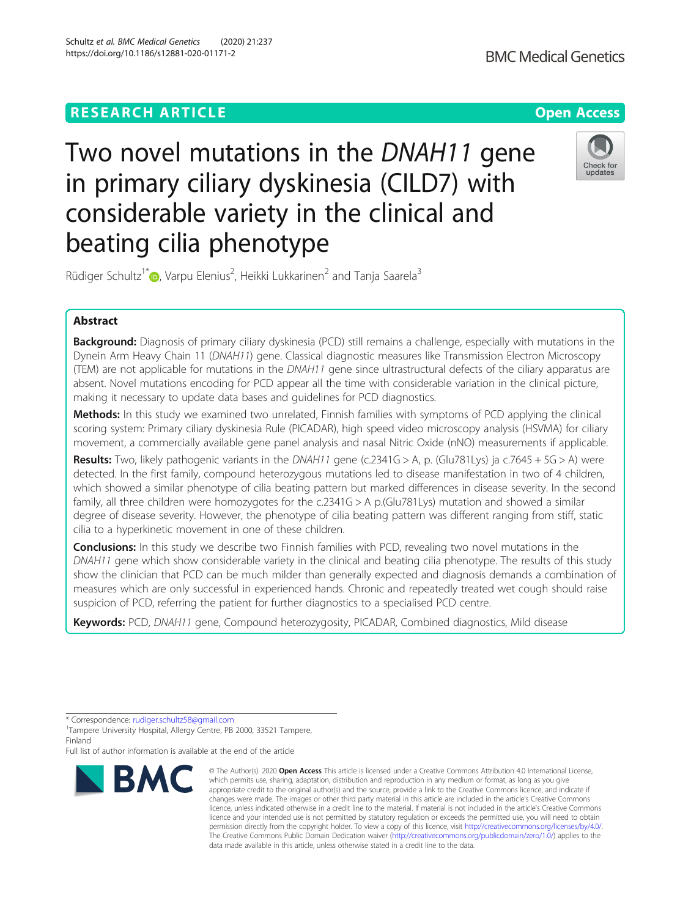# RESEARCH ARTICLE

**Open Access**

# Two novel mutations in the *DNAH11* gene in primary ciliary dyskinesia (CILD7) with considerable variety in the clinical and beating cilia phenotype

Rüdiger Schultz[1*], Varpu Elenius[2], Heikki Lukkarinen[2] and Tanja Saarela[3]

## Abstract

**Background:** Diagnosis of primary ciliary dyskinesia (PCD) still remains a challenge, especially with mutations in the Dynein Arm Heavy Chain 11 (*DNAH11*) gene. Classical diagnostic measures like Transmission Electron Microscopy (TEM) are not applicable for mutations in the *DNAH11* gene since ultrastructural defects of the ciliary apparatus are absent. Novel mutations encoding for PCD appear all the time with considerable variation in the clinical picture, making it necessary to update data bases and guidelines for PCD diagnostics.

**Methods:** In this study we examined two unrelated, Finnish families with symptoms of PCD applying the clinical scoring system: Primary ciliary dyskinesia Rule (PICADAR), high speed video microscopy analysis (HSVMA) for ciliary movement, a commercially available gene panel analysis and nasal Nitric Oxide (nNO) measurements if applicable.

**Results:** Two, likely pathogenic variants in the *DNAH11* gene (c.2341G > A, p. (Glu781Lys) ja c.7645 + 5G > A) were detected. In the first family, compound heterozygous mutations led to disease manifestation in two of 4 children, which showed a similar phenotype of cilia beating pattern but marked differences in disease severity. In the second family, all three children were homozygotes for the c.2341G > A p.(Glu781Lys) mutation and showed a similar degree of disease severity. However, the phenotype of cilia beating pattern was different ranging from stiff, static cilia to a hyperkinetic movement in one of these children.

**Conclusions:** In this study we describe two Finnish families with PCD, revealing two novel mutations in the *DNAH11* gene which show considerable variety in the clinical and beating cilia phenotype. The results of this study show the clinician that PCD can be much milder than generally expected and diagnosis demands a combination of measures which are only successful in experienced hands. Chronic and repeatedly treated wet cough should raise suspicion of PCD, referring the patient for further diagnostics to a specialised PCD centre.

**Keywords:** PCD, *DNAH11* gene, Compound heterozygosity, PICADAR, Combined diagnostics, Mild disease

\* Correspondence: rudiger.schultz58@gmail.com
[1]Tampere University Hospital, Allergy Centre, PB 2000, 33521 Tampere, Finland
Full list of author information is available at the end of the article

© The Author(s). 2020 **Open Access** This article is licensed under a Creative Commons Attribution 4.0 International License, which permits use, sharing, adaptation, distribution and reproduction in any medium or format, as long as you give appropriate credit to the original author(s) and the source, provide a link to the Creative Commons licence, and indicate if changes were made. The images or other third party material in this article are included in the article's Creative Commons licence, unless indicated otherwise in a credit line to the material. If material is not included in the article's Creative Commons licence and your intended use is not permitted by statutory regulation or exceeds the permitted use, you will need to obtain permission directly from the copyright holder. To view a copy of this licence, visit http://creativecommons.org/licenses/by/4.0/. The Creative Commons Public Domain Dedication waiver (http://creativecommons.org/publicdomain/zero/1.0/) applies to the data made available in this article, unless otherwise stated in a credit line to the data.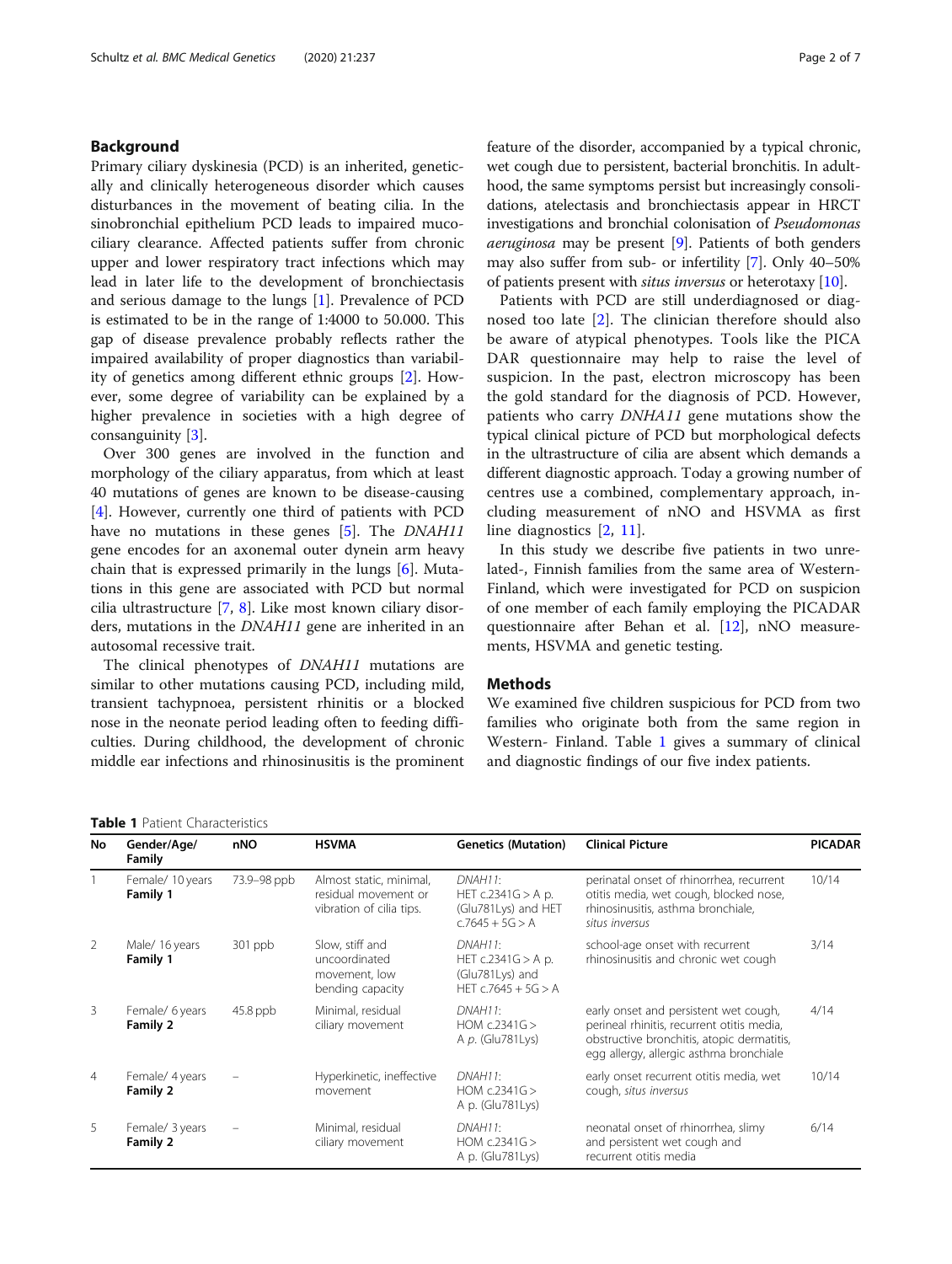## Background

Primary ciliary dyskinesia (PCD) is an inherited, genetically and clinically heterogeneous disorder which causes disturbances in the movement of beating cilia. In the sinobronchial epithelium PCD leads to impaired mucociliary clearance. Affected patients suffer from chronic upper and lower respiratory tract infections which may lead in later life to the development of bronchiectasis and serious damage to the lungs [1]. Prevalence of PCD is estimated to be in the range of 1:4000 to 50.000. This gap of disease prevalence probably reflects rather the impaired availability of proper diagnostics than variability of genetics among different ethnic groups [2]. However, some degree of variability can be explained by a higher prevalence in societies with a high degree of consanguinity [3].

Over 300 genes are involved in the function and morphology of the ciliary apparatus, from which at least 40 mutations of genes are known to be disease-causing [4]. However, currently one third of patients with PCD have no mutations in these genes [5]. The *DNAH11* gene encodes for an axonemal outer dynein arm heavy chain that is expressed primarily in the lungs [6]. Mutations in this gene are associated with PCD but normal cilia ultrastructure [7, 8]. Like most known ciliary disorders, mutations in the *DNAH11* gene are inherited in an autosomal recessive trait.

The clinical phenotypes of *DNAH11* mutations are similar to other mutations causing PCD, including mild, transient tachypnoea, persistent rhinitis or a blocked nose in the neonate period leading often to feeding difficulties. During childhood, the development of chronic middle ear infections and rhinosinusitis is the prominent feature of the disorder, accompanied by a typical chronic, wet cough due to persistent, bacterial bronchitis. In adulthood, the same symptoms persist but increasingly consolidations, atelectasis and bronchiectasis appear in HRCT investigations and bronchial colonisation of *Pseudomonas aeruginosa* may be present [9]. Patients of both genders may also suffer from sub- or infertility [7]. Only 40–50% of patients present with *situs inversus* or heterotaxy [10].

Patients with PCD are still underdiagnosed or diagnosed too late [2]. The clinician therefore should also be aware of atypical phenotypes. Tools like the PICADAR questionnaire may help to raise the level of suspicion. In the past, electron microscopy has been the gold standard for the diagnosis of PCD. However, patients who carry *DNHA11* gene mutations show the typical clinical picture of PCD but morphological defects in the ultrastructure of cilia are absent which demands a different diagnostic approach. Today a growing number of centres use a combined, complementary approach, including measurement of nNO and HSVMA as first line diagnostics [2, 11].

In this study we describe five patients in two unrelated-, Finnish families from the same area of Western-Finland, which were investigated for PCD on suspicion of one member of each family employing the PICADAR questionnaire after Behan et al. [12], nNO measurements, HSVMA and genetic testing.

## Methods

We examined five children suspicious for PCD from two families who originate both from the same region in Western- Finland. Table 1 gives a summary of clinical and diagnostic findings of our five index patients.

**Table 1** Patient Characteristics

| No | Gender/Age/ Family | nNO | HSVMA | Genetics (Mutation) | Clinical Picture | PICADAR |
|---|---|---|---|---|---|---|
| 1 | Female/ 10 years **Family 1** | 73.9–98 ppb | Almost static, minimal, residual movement or vibration of cilia tips. | *DNAH11*: HET c.2341G > A p. (Glu781Lys) and HET c.7645 + 5G > A | perinatal onset of rhinorrhea, recurrent otitis media, wet cough, blocked nose, rhinosinusitis, asthma bronchiale, *situs inversus* | 10/14 |
| 2 | Male/ 16 years **Family 1** | 301 ppb | Slow, stiff and uncoordinated movement, low bending capacity | *DNAH11*: HET c.2341G > A p. (Glu781Lys) HET c.7645 + 5G > A | school-age onset with recurrent rhinosinusitis and chronic wet cough | 3/14 |
| 3 | Female/ 6 years **Family 2** | 45.8 ppb | Minimal, residual ciliary movement | *DNAH11*: HOM c.2341G > A *p*. (Glu781Lys) | early onset and persistent wet cough, perineal rhinitis, recurrent otitis media, obstructive bronchitis, atopic dermatitis, egg allergy, allergic asthma bronchiale | 4/14 |
| 4 | Female/ 4 years **Family 2** | – | Hyperkinetic, ineffective movement | *DNAH11*: HOM c.2341G > A p. (Glu781Lys) | early onset recurrent otitis media, wet cough, *situs inversus* | 10/14 |
| 5 | Female/ 3 years **Family 2** | – | Minimal, residual ciliary movement | *DNAH11*: HOM c.2341G > A p. (Glu781Lys) | neonatal onset of rhinorrhea, slimy and persistent wet cough and recurrent otitis media | 6/14 |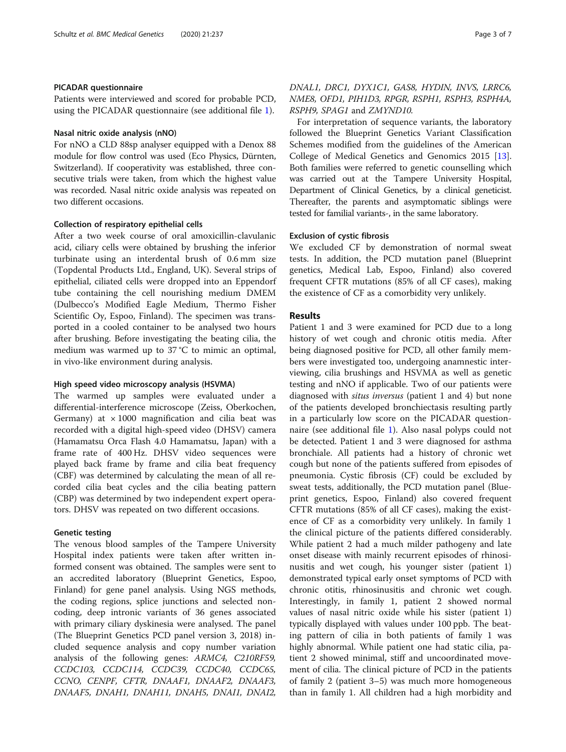### PICADAR questionnaire

Patients were interviewed and scored for probable PCD, using the PICADAR questionnaire (see additional file 1).

### Nasal nitric oxide analysis (nNO)

For nNO a CLD 88sp analyser equipped with a Denox 88 module for flow control was used (Eco Physics, Dürnten, Switzerland). If cooperativity was established, three consecutive trials were taken, from which the highest value was recorded. Nasal nitric oxide analysis was repeated on two different occasions.

### Collection of respiratory epithelial cells

After a two week course of oral amoxicillin-clavulanic acid, ciliary cells were obtained by brushing the inferior turbinate using an interdental brush of 0.6 mm size (Topdental Products Ltd., England, UK). Several strips of epithelial, ciliated cells were dropped into an Eppendorf tube containing the cell nourishing medium DMEM (Dulbecco's Modified Eagle Medium, Thermo Fisher Scientific Oy, Espoo, Finland). The specimen was transported in a cooled container to be analysed two hours after brushing. Before investigating the beating cilia, the medium was warmed up to 37 °C to mimic an optimal, in vivo-like environment during analysis.

### High speed video microscopy analysis (HSVMA)

The warmed up samples were evaluated under a differential-interference microscope (Zeiss, Oberkochen, Germany) at × 1000 magnification and cilia beat was recorded with a digital high-speed video (DHSV) camera (Hamamatsu Orca Flash 4.0 Hamamatsu, Japan) with a frame rate of 400 Hz. DHSV video sequences were played back frame by frame and cilia beat frequency (CBF) was determined by calculating the mean of all recorded cilia beat cycles and the cilia beating pattern (CBP) was determined by two independent expert operators. DHSV was repeated on two different occasions.

### Genetic testing

The venous blood samples of the Tampere University Hospital index patients were taken after written informed consent was obtained. The samples were sent to an accredited laboratory (Blueprint Genetics, Espoo, Finland) for gene panel analysis. Using NGS methods, the coding regions, splice junctions and selected non-coding, deep intronic variants of 36 genes associated with primary ciliary dyskinesia were analysed. The panel (The Blueprint Genetics PCD panel version 3, 2018) included sequence analysis and copy number variation analysis of the following genes: *ARMC4, C21ORF59, CCDC103, CCDC114, CCDC39, CCDC40, CCDC65, CCNO, CENPF, CFTR, DNAAF1, DNAAF2, DNAAF3, DNAAF5, DNAH1, DNAH11, DNAH5, DNAI1, DNAI2, DNAL1, DRC1, DYX1C1, GAS8, HYDIN, INVS, LRRC6, NME8, OFD1, PIH1D3, RPGR, RSPH1, RSPH3, RSPH4A, RSPH9, SPAG1* and *ZMYND10*.

For interpretation of sequence variants, the laboratory followed the Blueprint Genetics Variant Classification Schemes modified from the guidelines of the American College of Medical Genetics and Genomics 2015 [13]. Both families were referred to genetic counselling which was carried out at the Tampere University Hospital, Department of Clinical Genetics, by a clinical geneticist. Thereafter, the parents and asymptomatic siblings were tested for familial variants-, in the same laboratory.

### Exclusion of cystic fibrosis

We excluded CF by demonstration of normal sweat tests. In addition, the PCD mutation panel (Blueprint genetics, Medical Lab, Espoo, Finland) also covered frequent CFTR mutations (85% of all CF cases), making the existence of CF as a comorbidity very unlikely.

## Results

Patient 1 and 3 were examined for PCD due to a long history of wet cough and chronic otitis media. After being diagnosed positive for PCD, all other family members were investigated too, undergoing anamnestic interviewing, cilia brushings and HSVMA as well as genetic testing and nNO if applicable. Two of our patients were diagnosed with *situs inversus* (patient 1 and 4) but none of the patients developed bronchiectasis resulting partly in a particularly low score on the PICADAR questionnaire (see additional file 1). Also nasal polyps could not be detected. Patient 1 and 3 were diagnosed for asthma bronchiale. All patients had a history of chronic wet cough but none of the patients suffered from episodes of pneumonia. Cystic fibrosis (CF) could be excluded by sweat tests, additionally, the PCD mutation panel (Blueprint genetics, Espoo, Finland) also covered frequent CFTR mutations (85% of all CF cases), making the existence of CF as a comorbidity very unlikely. In family 1 the clinical picture of the patients differed considerably. While patient 2 had a much milder pathogeny and late onset disease with mainly recurrent episodes of rhinosinusitis and wet cough, his younger sister (patient 1) demonstrated typical early onset symptoms of PCD with chronic otitis, rhinosinusitis and chronic wet cough. Interestingly, in family 1, patient 2 showed normal values of nasal nitric oxide while his sister (patient 1) typically displayed with values under 100 ppb. The beating pattern of cilia in both patients of family 1 was highly abnormal. While patient one had static cilia, patient 2 showed minimal, stiff and uncoordinated movement of cilia. The clinical picture of PCD in the patients of family 2 (patient 3–5) was much more homogeneous than in family 1. All children had a high morbidity and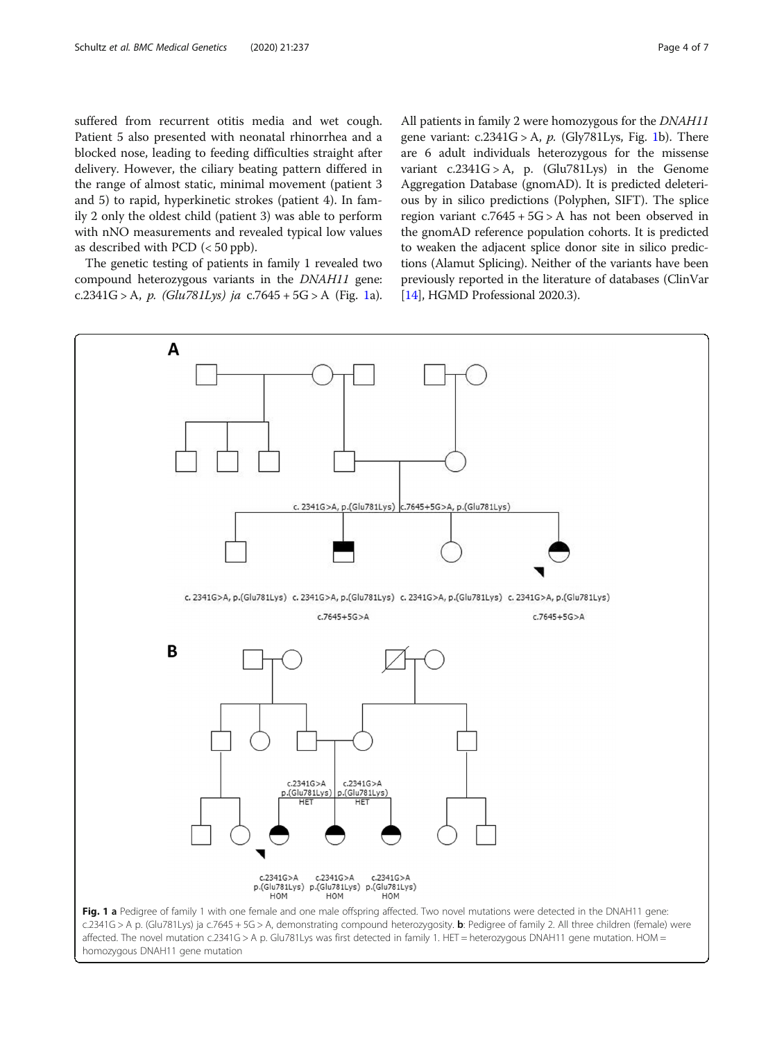suffered from recurrent otitis media and wet cough. Patient 5 also presented with neonatal rhinorrhea and a blocked nose, leading to feeding difficulties straight after delivery. However, the ciliary beating pattern differed in the range of almost static, minimal movement (patient 3 and 5) to rapid, hyperkinetic strokes (patient 4). In family 2 only the oldest child (patient 3) was able to perform with nNO measurements and revealed typical low values as described with PCD (< 50 ppb).

The genetic testing of patients in family 1 revealed two compound heterozygous variants in the *DNAH11* gene: c.2341G > A, *p. (Glu781Lys) ja* c.7645 + 5G > A (Fig. 1a). All patients in family 2 were homozygous for the *DNAH11* gene variant: c.2341G > A, *p.* (Gly781Lys, Fig. 1b). There are 6 adult individuals heterozygous for the missense variant c.2341G > A, p. (Glu781Lys) in the Genome Aggregation Database (gnomAD). It is predicted deleterious by in silico predictions (Polyphen, SIFT). The splice region variant c.7645 + 5G > A has not been observed in the gnomAD reference population cohorts. It is predicted to weaken the adjacent splice donor site in silico predictions (Alamut Splicing). Neither of the variants have been previously reported in the literature of databases (ClinVar [14], HGMD Professional 2020.3).

**Fig. 1 a** Pedigree of family 1 with one female and one male offspring affected. Two novel mutations were detected in the DNAH11 gene: c.2341G > A p. (Glu781Lys) ja c.7645 + 5G > A, demonstrating compound heterozygosity. **b**: Pedigree of family 2. All three children (female) were affected. The novel mutation c.2341G > A p. Glu781Lys was first detected in family 1. HET = heterozygous DNAH11 gene mutation. HOM = homozygous DNAH11 gene mutation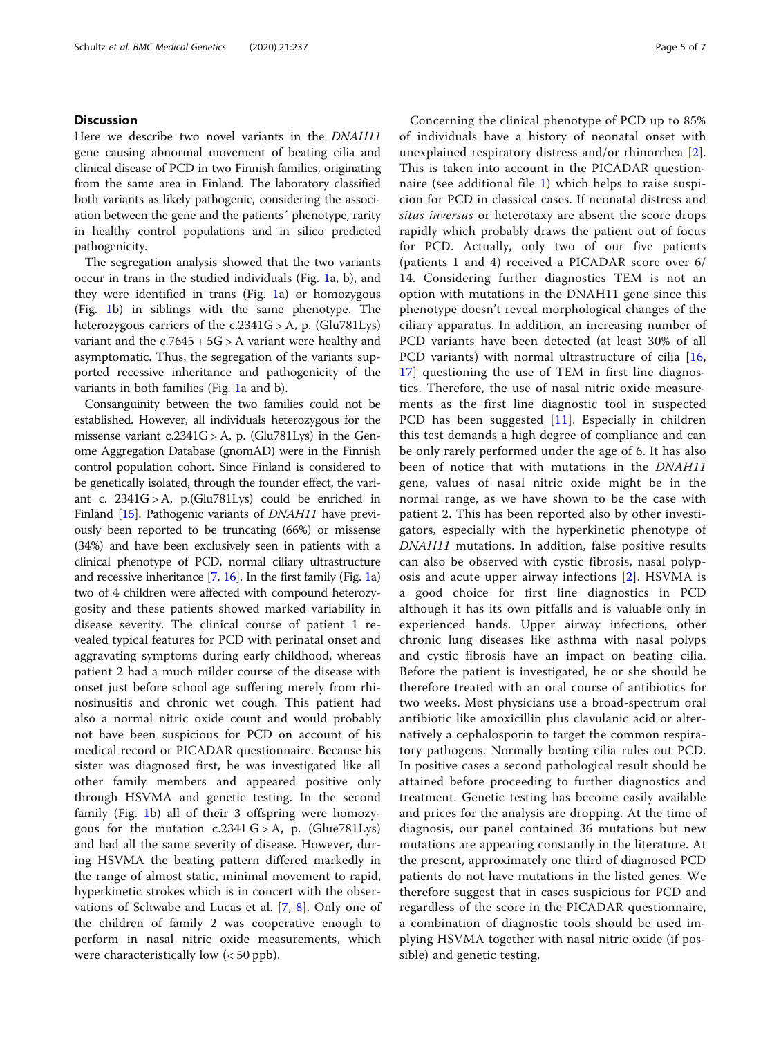## Discussion

Here we describe two novel variants in the *DNAH11* gene causing abnormal movement of beating cilia and clinical disease of PCD in two Finnish families, originating from the same area in Finland. The laboratory classified both variants as likely pathogenic, considering the association between the gene and the patients´ phenotype, rarity in healthy control populations and in silico predicted pathogenicity.

The segregation analysis showed that the two variants occur in trans in the studied individuals (Fig. 1a, b), and they were identified in trans (Fig. 1a) or homozygous (Fig. 1b) in siblings with the same phenotype. The heterozygous carriers of the c.2341G > A, p. (Glu781Lys) variant and the c.7645 + 5G > A variant were healthy and asymptomatic. Thus, the segregation of the variants supported recessive inheritance and pathogenicity of the variants in both families (Fig. 1a and b).

Consanguinity between the two families could not be established. However, all individuals heterozygous for the missense variant c.2341G > A, p. (Glu781Lys) in the Genome Aggregation Database (gnomAD) were in the Finnish control population cohort. Since Finland is considered to be genetically isolated, through the founder effect, the variant c. 2341G > A, p.(Glu781Lys) could be enriched in Finland [15]. Pathogenic variants of *DNAH11* have previously been reported to be truncating (66%) or missense (34%) and have been exclusively seen in patients with a clinical phenotype of PCD, normal ciliary ultrastructure and recessive inheritance [7, 16]. In the first family (Fig. 1a) two of 4 children were affected with compound heterozygosity and these patients showed marked variability in disease severity. The clinical course of patient 1 revealed typical features for PCD with perinatal onset and aggravating symptoms during early childhood, whereas patient 2 had a much milder course of the disease with onset just before school age suffering merely from rhinosinusitis and chronic wet cough. This patient had also a normal nitric oxide count and would probably not have been suspicious for PCD on account of his medical record or PICADAR questionnaire. Because his sister was diagnosed first, he was investigated like all other family members and appeared positive only through HSVMA and genetic testing. In the second family (Fig. 1b) all of their 3 offspring were homozygous for the mutation c.2341 G > A, p. (Glue781Lys) and had all the same severity of disease. However, during HSVMA the beating pattern differed markedly in the range of almost static, minimal movement to rapid, hyperkinetic strokes which is in concert with the observations of Schwabe and Lucas et al. [7, 8]. Only one of the children of family 2 was cooperative enough to perform in nasal nitric oxide measurements, which were characteristically low (< 50 ppb).

Concerning the clinical phenotype of PCD up to 85% of individuals have a history of neonatal onset with unexplained respiratory distress and/or rhinorrhea [2]. This is taken into account in the PICADAR questionnaire (see additional file 1) which helps to raise suspicion for PCD in classical cases. If neonatal distress and *situs inversus* or heterotaxy are absent the score drops rapidly which probably draws the patient out of focus for PCD. Actually, only two of our five patients (patients 1 and 4) received a PICADAR score over 6/14. Considering further diagnostics TEM is not an option with mutations in the DNAH11 gene since this phenotype doesn't reveal morphological changes of the ciliary apparatus. In addition, an increasing number of PCD variants have been detected (at least 30% of all PCD variants) with normal ultrastructure of cilia [16, 17] questioning the use of TEM in first line diagnostics. Therefore, the use of nasal nitric oxide measurements as the first line diagnostic tool in suspected PCD has been suggested [11]. Especially in children this test demands a high degree of compliance and can be only rarely performed under the age of 6. It has also been of notice that with mutations in the *DNAH11* gene, values of nasal nitric oxide might be in the normal range, as we have shown to be the case with patient 2. This has been reported also by other investigators, especially with the hyperkinetic phenotype of *DNAH11* mutations. In addition, false positive results can also be observed with cystic fibrosis, nasal polyposis and acute upper airway infections [2]. HSVMA is a good choice for first line diagnostics in PCD although it has its own pitfalls and is valuable only in experienced hands. Upper airway infections, other chronic lung diseases like asthma with nasal polyps and cystic fibrosis have an impact on beating cilia. Before the patient is investigated, he or she should be therefore treated with an oral course of antibiotics for two weeks. Most physicians use a broad-spectrum oral antibiotic like amoxicillin plus clavulanic acid or alternatively a cephalosporin to target the common respiratory pathogens. Normally beating cilia rules out PCD. In positive cases a second pathological result should be attained before proceeding to further diagnostics and treatment. Genetic testing has become easily available and prices for the analysis are dropping. At the time of diagnosis, our panel contained 36 mutations but new mutations are appearing constantly in the literature. At the present, approximately one third of diagnosed PCD patients do not have mutations in the listed genes. We therefore suggest that in cases suspicious for PCD and regardless of the score in the PICADAR questionnaire, a combination of diagnostic tools should be used implying HSVMA together with nasal nitric oxide (if possible) and genetic testing.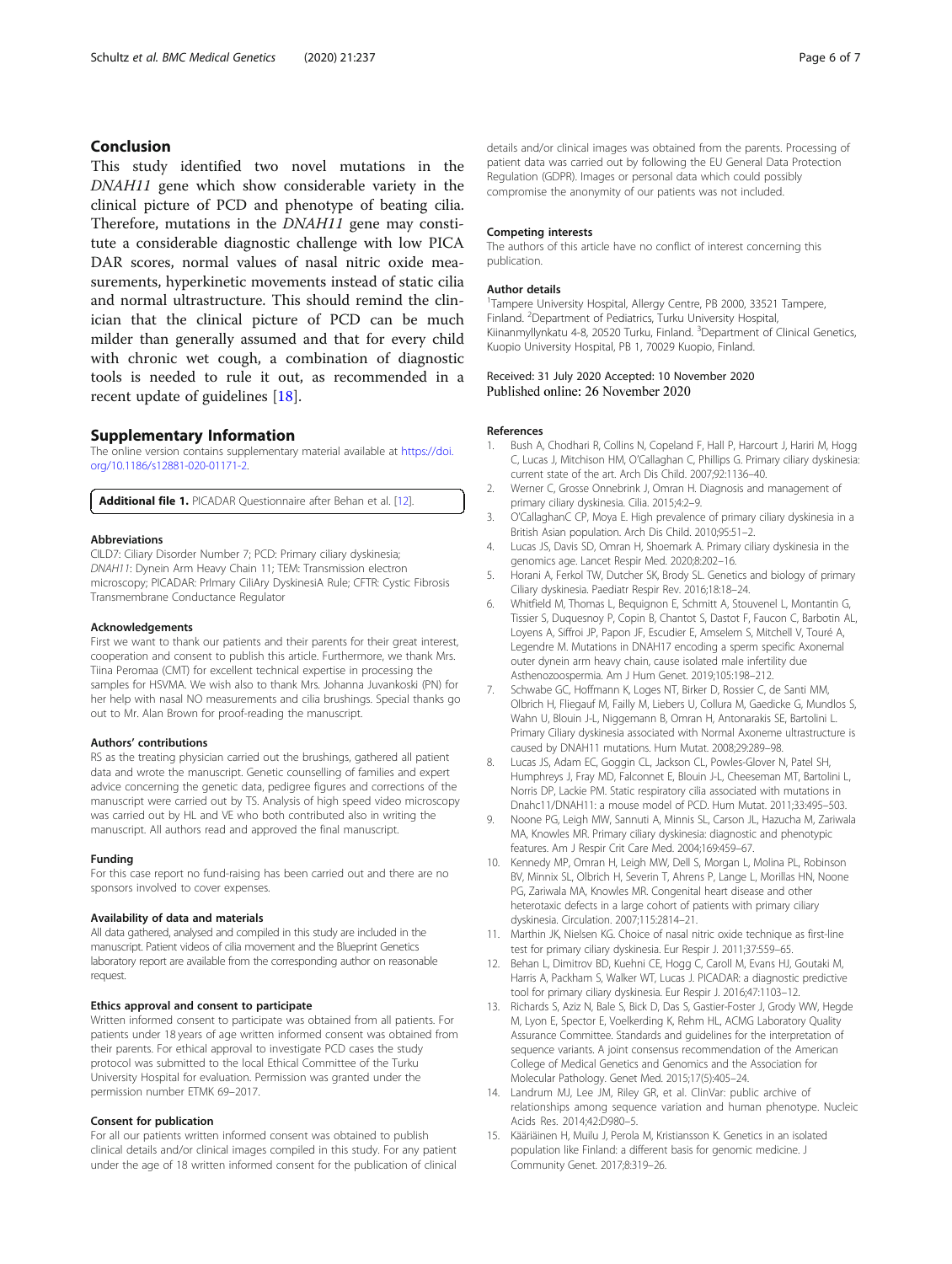## Conclusion

This study identified two novel mutations in the *DNAH11* gene which show considerable variety in the clinical picture of PCD and phenotype of beating cilia. Therefore, mutations in the *DNAH11* gene may constitute a considerable diagnostic challenge with low PICA DAR scores, normal values of nasal nitric oxide measurements, hyperkinetic movements instead of static cilia and normal ultrastructure. This should remind the clinician that the clinical picture of PCD can be much milder than generally assumed and that for every child with chronic wet cough, a combination of diagnostic tools is needed to rule it out, as recommended in a recent update of guidelines [18].

## Supplementary Information

The online version contains supplementary material available at https://doi.org/10.1186/s12881-020-01171-2.

**Additional file 1.** PICADAR Questionnaire after Behan et al. [12].

#### Abbreviations

CILD7: Ciliary Disorder Number 7; PCD: Primary ciliary dyskinesia; *DNAH11*: Dynein Arm Heavy Chain 11; TEM: Transmission electron microscopy; PICADAR: PrImary CiliAry DyskinesiA Rule; CFTR: Cystic Fibrosis Transmembrane Conductance Regulator

#### Acknowledgements

First we want to thank our patients and their parents for their great interest, cooperation and consent to publish this article. Furthermore, we thank Mrs. Tiina Peromaa (CMT) for excellent technical expertise in processing the samples for HSVMA. We wish also to thank Mrs. Johanna Juvankoski (PN) for her help with nasal NO measurements and cilia brushings. Special thanks go out to Mr. Alan Brown for proof-reading the manuscript.

#### Authors' contributions

RS as the treating physician carried out the brushings, gathered all patient data and wrote the manuscript. Genetic counselling of families and expert advice concerning the genetic data, pedigree figures and corrections of the manuscript were carried out by TS. Analysis of high speed video microscopy was carried out by HL and VE who both contributed also in writing the manuscript. All authors read and approved the final manuscript.

#### Funding

For this case report no fund-raising has been carried out and there are no sponsors involved to cover expenses.

#### Availability of data and materials

All data gathered, analysed and compiled in this study are included in the manuscript. Patient videos of cilia movement and the Blueprint Genetics laboratory report are available from the corresponding author on reasonable request.

#### Ethics approval and consent to participate

Written informed consent to participate was obtained from all patients. For patients under 18 years of age written informed consent was obtained from their parents. For ethical approval to investigate PCD cases the study protocol was submitted to the local Ethical Committee of the Turku University Hospital for evaluation. Permission was granted under the permission number ETMK 69–2017.

#### Consent for publication

For all our patients written informed consent was obtained to publish clinical details and/or clinical images compiled in this study. For any patient under the age of 18 written informed consent for the publication of clinical details and/or clinical images was obtained from the parents. Processing of patient data was carried out by following the EU General Data Protection Regulation (GDPR). Images or personal data which could possibly compromise the anonymity of our patients was not included.

#### Competing interests

The authors of this article have no conflict of interest concerning this publication.

#### Author details

[1]Tampere University Hospital, Allergy Centre, PB 2000, 33521 Tampere, Finland. [2]Department of Pediatrics, Turku University Hospital, Kiinanmyllynkatu 4-8, 20520 Turku, Finland. [3]Department of Clinical Genetics, Kuopio University Hospital, PB 1, 70029 Kuopio, Finland.

Received: 31 July 2020 Accepted: 10 November 2020
Published online: 26 November 2020

#### References

1. Bush A, Chodhari R, Collins N, Copeland F, Hall P, Harcourt J, Hariri M, Hogg C, Lucas J, Mitchison HM, O'Callaghan C, Phillips G. Primary ciliary dyskinesia: current state of the art. Arch Dis Child. 2007;92:1136–40.
2. Werner C, Grosse Onnebrink J, Omran H. Diagnosis and management of primary ciliary dyskinesia. Cilia. 2015;4:2–9.
3. O'CallaghanC CP, Moya E. High prevalence of primary ciliary dyskinesia in a British Asian population. Arch Dis Child. 2010;95:51–2.
4. Lucas JS, Davis SD, Omran H, Shoemark A. Primary ciliary dyskinesia in the genomics age. Lancet Respir Med. 2020;8:202–16.
5. Horani A, Ferkol TW, Dutcher SK, Brody SL. Genetics and biology of primary Ciliary dyskinesia. Paediatr Respir Rev. 2016;18:18–24.
6. Whitfield M, Thomas L, Bequignon E, Schmitt A, Stouvenel L, Montantin G, Tissier S, Duquesnoy P, Copin B, Chantot S, Dastot F, Faucon C, Barbotin AL, Loyens A, Siffroi JP, Papon JF, Escudier E, Amselem S, Mitchell V, Touré A, Legendre M. Mutations in DNAH17 encoding a sperm specific Axonemal outer dynein arm heavy chain, cause isolated male infertility due Asthenozoospermia. Am J Hum Genet. 2019;105:198–212.
7. Schwabe GC, Hoffmann K, Loges NT, Birker D, Rossier C, de Santi MM, Olbrich H, Fliegauf M, Failly M, Liebers U, Collura M, Gaedicke G, Mundlos S, Wahn U, Blouin J-L, Niggemann B, Omran H, Antonarakis SE, Bartolini L. Primary Ciliary dyskinesia associated with Normal Axoneme ultrastructure is caused by DNAH11 mutations. Hum Mutat. 2008;29:289–98.
8. Lucas JS, Adam EC, Goggin CL, Jackson CL, Powles-Glover N, Patel SH, Humphreys J, Fray MD, Falconnet E, Blouin J-L, Cheeseman MT, Bartolini L, Norris DP, Lackie PM. Static respiratory cilia associated with mutations in Dnahc11/DNAH11: a mouse model of PCD. Hum Mutat. 2011;33:495–503.
9. Noone PG, Leigh MW, Sannuti A, Minnis SL, Carson JL, Hazucha M, Zariwala MA, Knowles MR. Primary ciliary dyskinesia: diagnostic and phenotypic features. Am J Respir Crit Care Med. 2004;169:459–67.
10. Kennedy MP, Omran H, Leigh MW, Dell S, Morgan L, Molina PL, Robinson BV, Minnix SL, Olbrich H, Severin T, Ahrens P, Lange L, Morillas HN, Noone PG, Zariwala MA, Knowles MR. Congenital heart disease and other heterotaxic defects in a large cohort of patients with primary ciliary dyskinesia. Circulation. 2007;115:2814–21.
11. Marthin JK, Nielsen KG. Choice of nasal nitric oxide technique as first-line test for primary ciliary dyskinesia. Eur Respir J. 2011;37:559–65.
12. Behan L, Dimitrov BD, Kuehni CE, Hogg C, Caroll M, Evans HJ, Goutaki M, Harris A, Packham S, Walker WT, Lucas J. PICADAR: a diagnostic predictive tool for primary ciliary dyskinesia. Eur Respir J. 2016;47:1103–12.
13. Richards S, Aziz N, Bale S, Bick D, Das S, Gastier-Foster J, Grody WW, Hegde M, Lyon E, Spector E, Voelkerding K, Rehm HL, ACMG Laboratory Quality Assurance Committee. Standards and guidelines for the interpretation of sequence variants. A joint consensus recommendation of the American College of Medical Genetics and Genomics and the Association for Molecular Pathology. Genet Med. 2015;17(5):405–24.
14. Landrum MJ, Lee JM, Riley GR, et al. ClinVar: public archive of relationships among sequence variation and human phenotype. Nucleic Acids Res. 2014;42:D980–5.
15. Kääriäinen H, Muilu J, Perola M, Kristiansson K. Genetics in an isolated population like Finland: a different basis for genomic medicine. J Community Genet. 2017;8:319–26.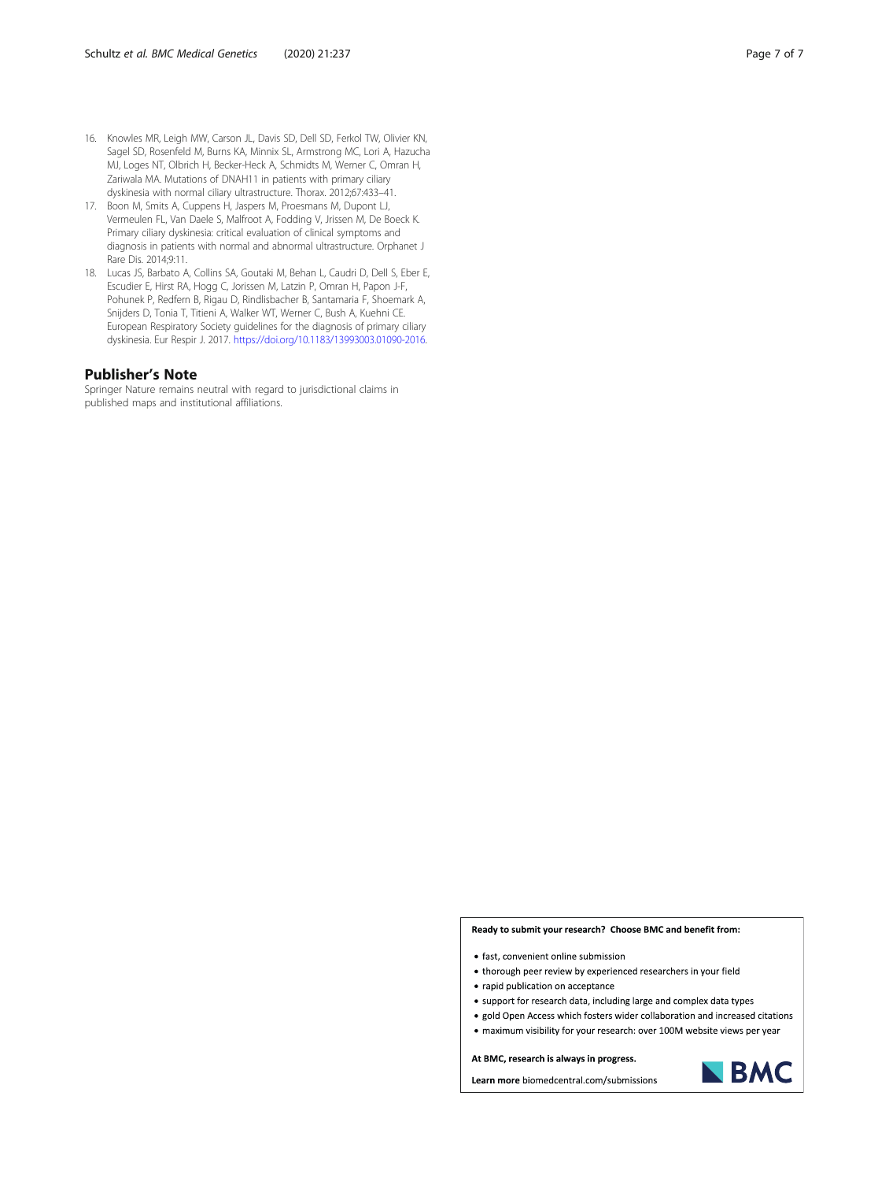16. Knowles MR, Leigh MW, Carson JL, Davis SD, Dell SD, Ferkol TW, Olivier KN, Sagel SD, Rosenfeld M, Burns KA, Minnix SL, Armstrong MC, Lori A, Hazucha MJ, Loges NT, Olbrich H, Becker-Heck A, Schmidts M, Werner C, Omran H, Zariwala MA. Mutations of DNAH11 in patients with primary ciliary dyskinesia with normal ciliary ultrastructure. Thorax. 2012;67:433–41.
17. Boon M, Smits A, Cuppens H, Jaspers M, Proesmans M, Dupont LJ, Vermeulen FL, Van Daele S, Malfroot A, Fodding V, Jrissen M, De Boeck K. Primary ciliary dyskinesia: critical evaluation of clinical symptoms and diagnosis in patients with normal and abnormal ultrastructure. Orphanet J Rare Dis. 2014;9:11.
18. Lucas JS, Barbato A, Collins SA, Goutaki M, Behan L, Caudri D, Dell S, Eber E, Escudier E, Hirst RA, Hogg C, Jorissen M, Latzin P, Omran H, Papon J-F, Pohunek P, Redfern B, Rigau D, Rindlisbacher B, Santamaria F, Shoemark A, Snijders D, Tonia T, Titieni A, Walker WT, Werner C, Bush A, Kuehni CE. European Respiratory Society guidelines for the diagnosis of primary ciliary dyskinesia. Eur Respir J. 2017. https://doi.org/10.1183/13993003.01090-2016.

## Publisher's Note

Springer Nature remains neutral with regard to jurisdictional claims in published maps and institutional affiliations.

**Ready to submit your research? Choose BMC and benefit from:**

- fast, convenient online submission
- thorough peer review by experienced researchers in your field
- rapid publication on acceptance
- support for research data, including large and complex data types
- gold Open Access which fosters wider collaboration and increased citations
- maximum visibility for your research: over 100M website views per year

**At BMC, research is always in progress.**

**Learn more** biomedcentral.com/submissions